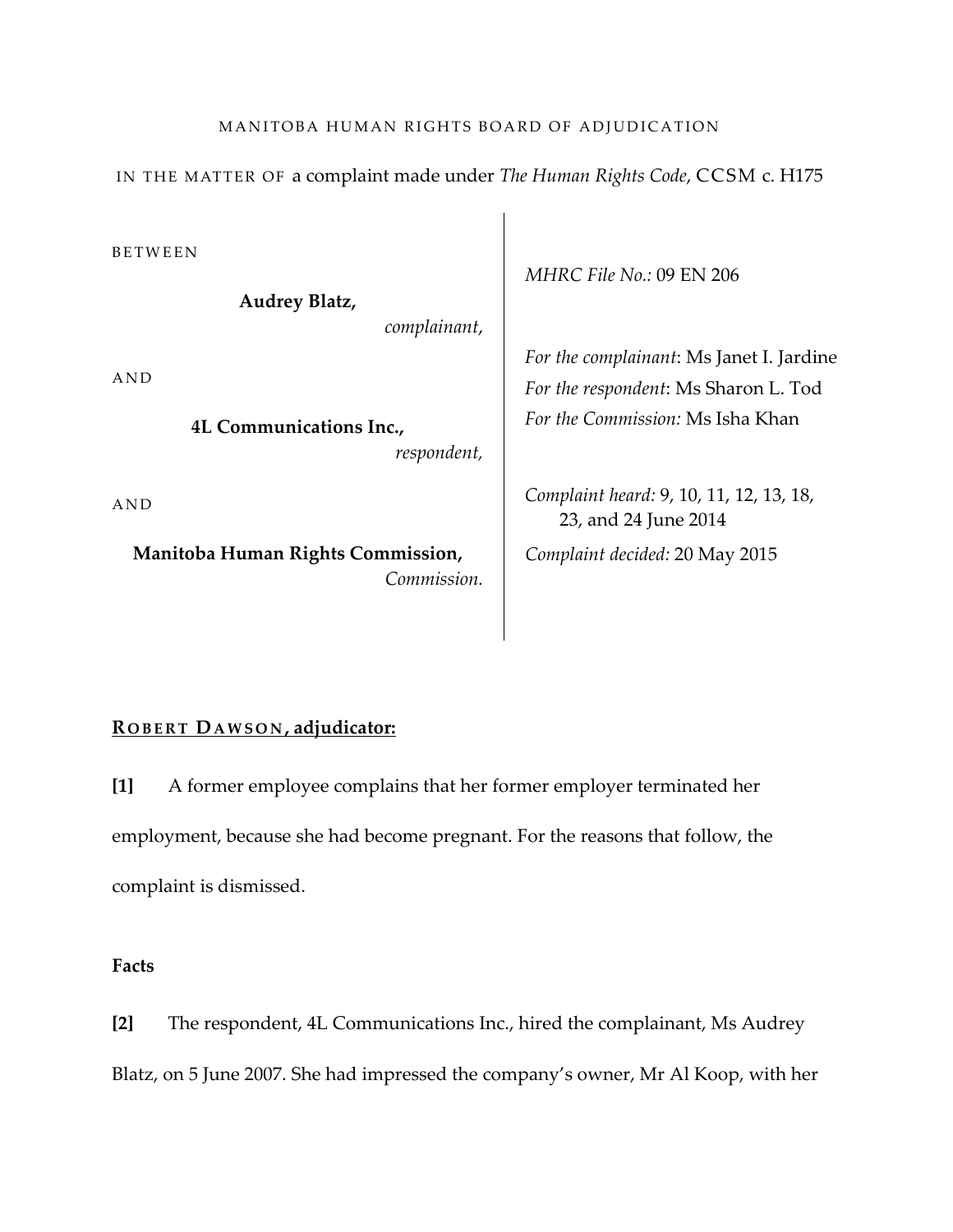MANITOBA HUMAN RIGHTS BOARD OF ADJUDICATION

IN THE MATTER OF a complaint made under *The Human Rights Code*, CCSM c. H175

BETWEEN

**Audrey Blatz,**
*complainant,*

AND

**4L Communications Inc.,**
*respondent,*

AND

**Manitoba Human Rights Commission,**
*Commission.*

*MHRC File No.:* 09 EN 206

*For the complainant*: Ms Janet I. Jardine
*For the respondent*: Ms Sharon L. Tod
*For the Commission:* Ms Isha Khan

*Complaint heard:* 9, 10, 11, 12, 13, 18, 23, and 24 June 2014
*Complaint decided:* 20 May 2015

**ROBERT DAWSON, adjudicator:**

**[1]** A former employee complains that her former employer terminated her employment, because she had become pregnant. For the reasons that follow, the complaint is dismissed.

**Facts**

**[2]** The respondent, 4L Communications Inc., hired the complainant, Ms Audrey Blatz, on 5 June 2007. She had impressed the company's owner, Mr Al Koop, with her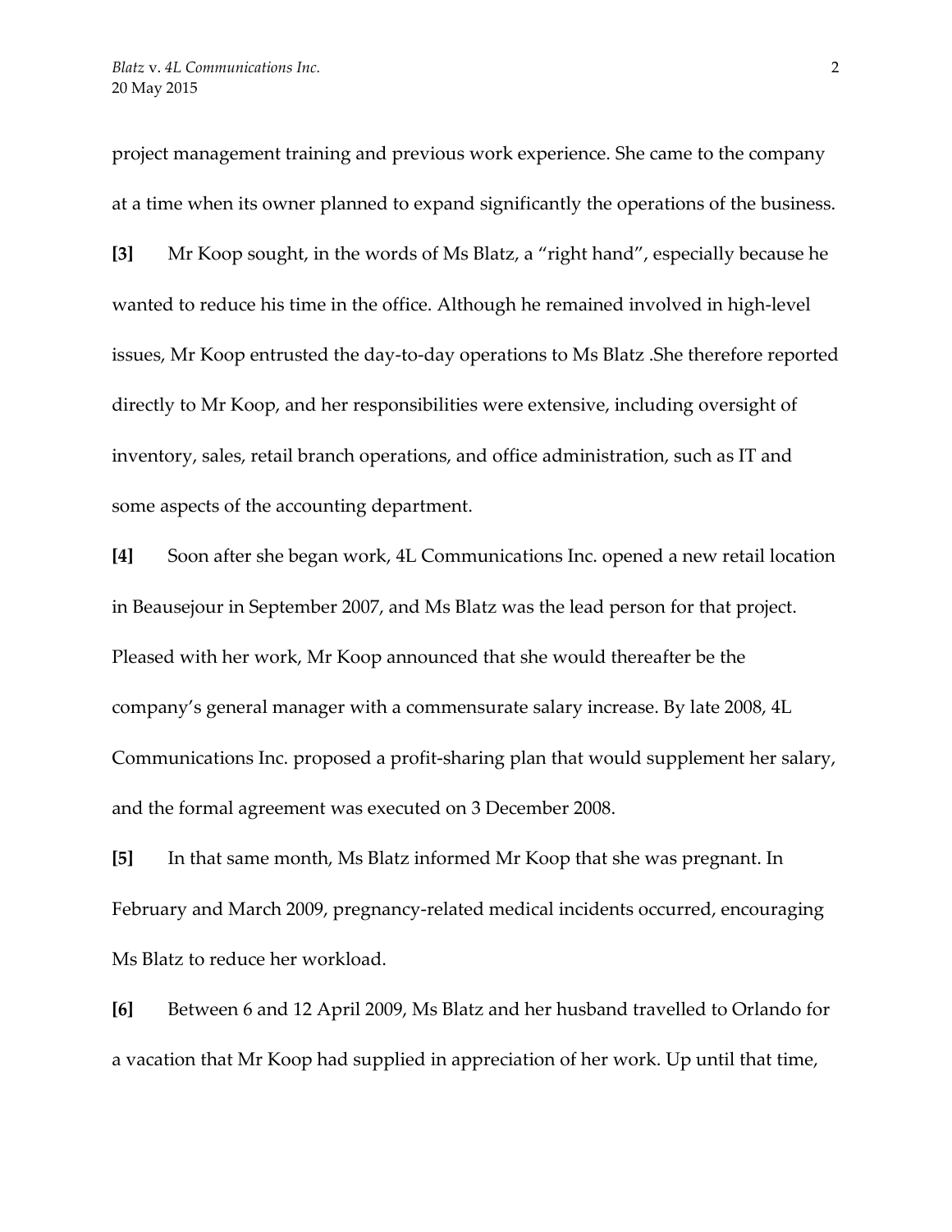project management training and previous work experience. She came to the company at a time when its owner planned to expand significantly the operations of the business.

**[3]** Mr Koop sought, in the words of Ms Blatz, a “right hand”, especially because he wanted to reduce his time in the office. Although he remained involved in high-level issues, Mr Koop entrusted the day-to-day operations to Ms Blatz .She therefore reported directly to Mr Koop, and her responsibilities were extensive, including oversight of inventory, sales, retail branch operations, and office administration, such as IT and some aspects of the accounting department.

**[4]** Soon after she began work, 4L Communications Inc. opened a new retail location in Beausejour in September 2007, and Ms Blatz was the lead person for that project. Pleased with her work, Mr Koop announced that she would thereafter be the company’s general manager with a commensurate salary increase. By late 2008, 4L Communications Inc. proposed a profit-sharing plan that would supplement her salary, and the formal agreement was executed on 3 December 2008.

**[5]** In that same month, Ms Blatz informed Mr Koop that she was pregnant. In February and March 2009, pregnancy-related medical incidents occurred, encouraging Ms Blatz to reduce her workload.

**[6]** Between 6 and 12 April 2009, Ms Blatz and her husband travelled to Orlando for a vacation that Mr Koop had supplied in appreciation of her work. Up until that time,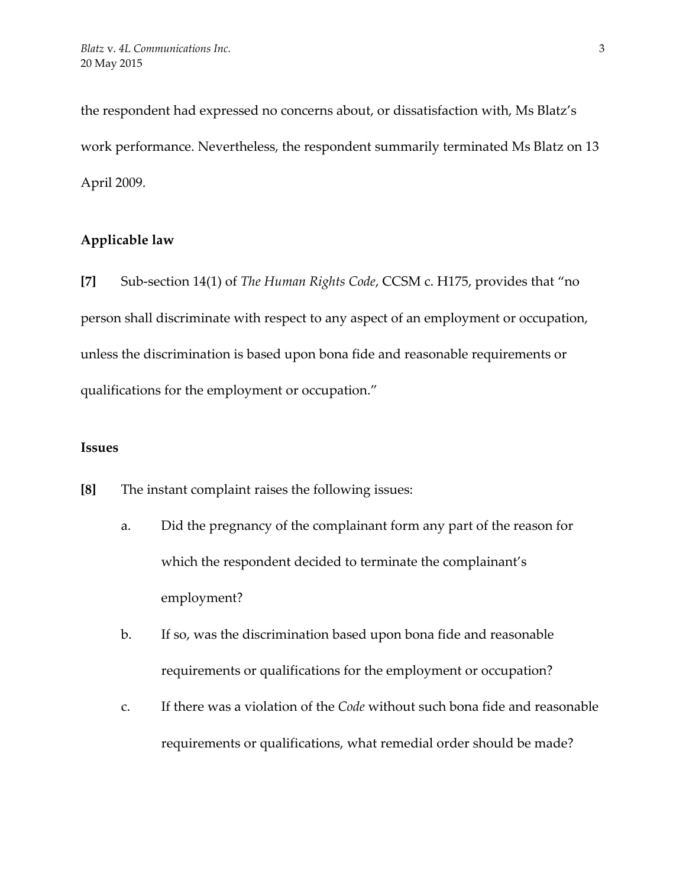the respondent had expressed no concerns about, or dissatisfaction with, Ms Blatz's work performance. Nevertheless, the respondent summarily terminated Ms Blatz on 13 April 2009.

**Applicable law**

**[7]** Sub-section 14(1) of *The Human Rights Code*, CCSM c. H175, provides that "no person shall discriminate with respect to any aspect of an employment or occupation, unless the discrimination is based upon bona fide and reasonable requirements or qualifications for the employment or occupation."

**Issues**

**[8]** The instant complaint raises the following issues:

a. Did the pregnancy of the complainant form any part of the reason for which the respondent decided to terminate the complainant's employment?

b. If so, was the discrimination based upon bona fide and reasonable requirements or qualifications for the employment or occupation?

c. If there was a violation of the *Code* without such bona fide and reasonable requirements or qualifications, what remedial order should be made?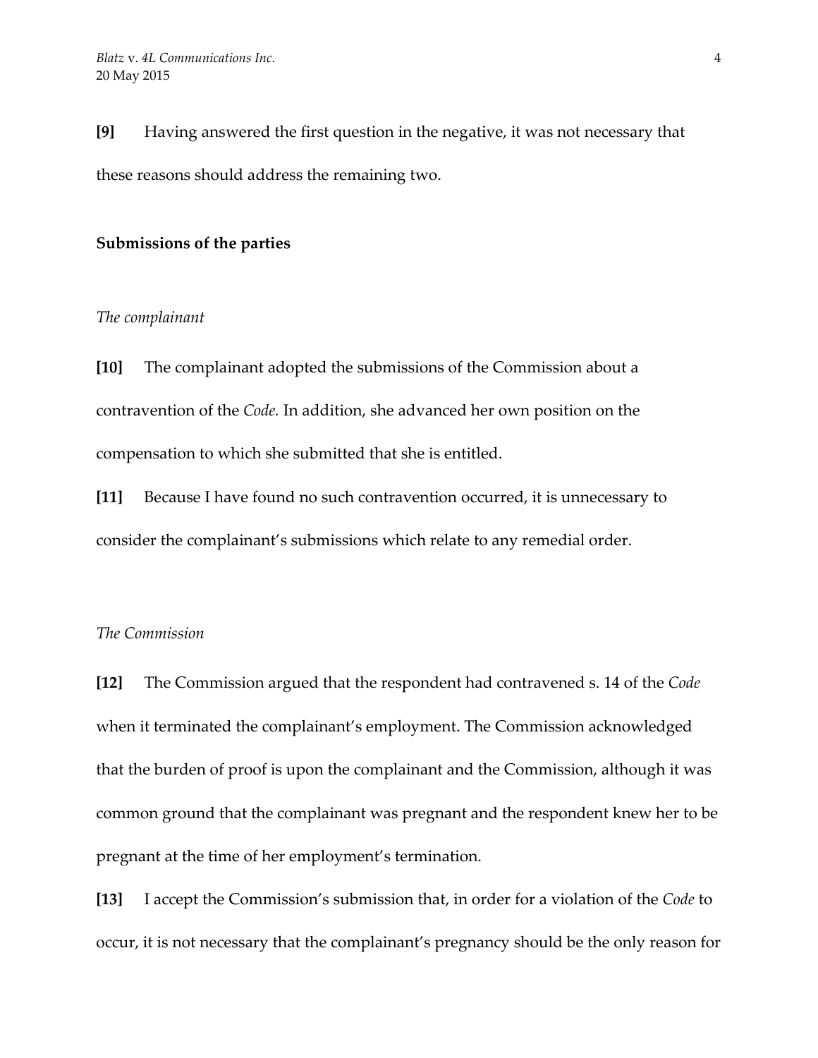**[9]** Having answered the first question in the negative, it was not necessary that these reasons should address the remaining two.

## Submissions of the parties

### *The complainant*

**[10]** The complainant adopted the submissions of the Commission about a contravention of the *Code.* In addition, she advanced her own position on the compensation to which she submitted that she is entitled.

**[11]** Because I have found no such contravention occurred, it is unnecessary to consider the complainant's submissions which relate to any remedial order.

### *The Commission*

**[12]** The Commission argued that the respondent had contravened s. 14 of the *Code* when it terminated the complainant's employment. The Commission acknowledged that the burden of proof is upon the complainant and the Commission, although it was common ground that the complainant was pregnant and the respondent knew her to be pregnant at the time of her employment's termination.

**[13]** I accept the Commission's submission that, in order for a violation of the *Code* to occur, it is not necessary that the complainant's pregnancy should be the only reason for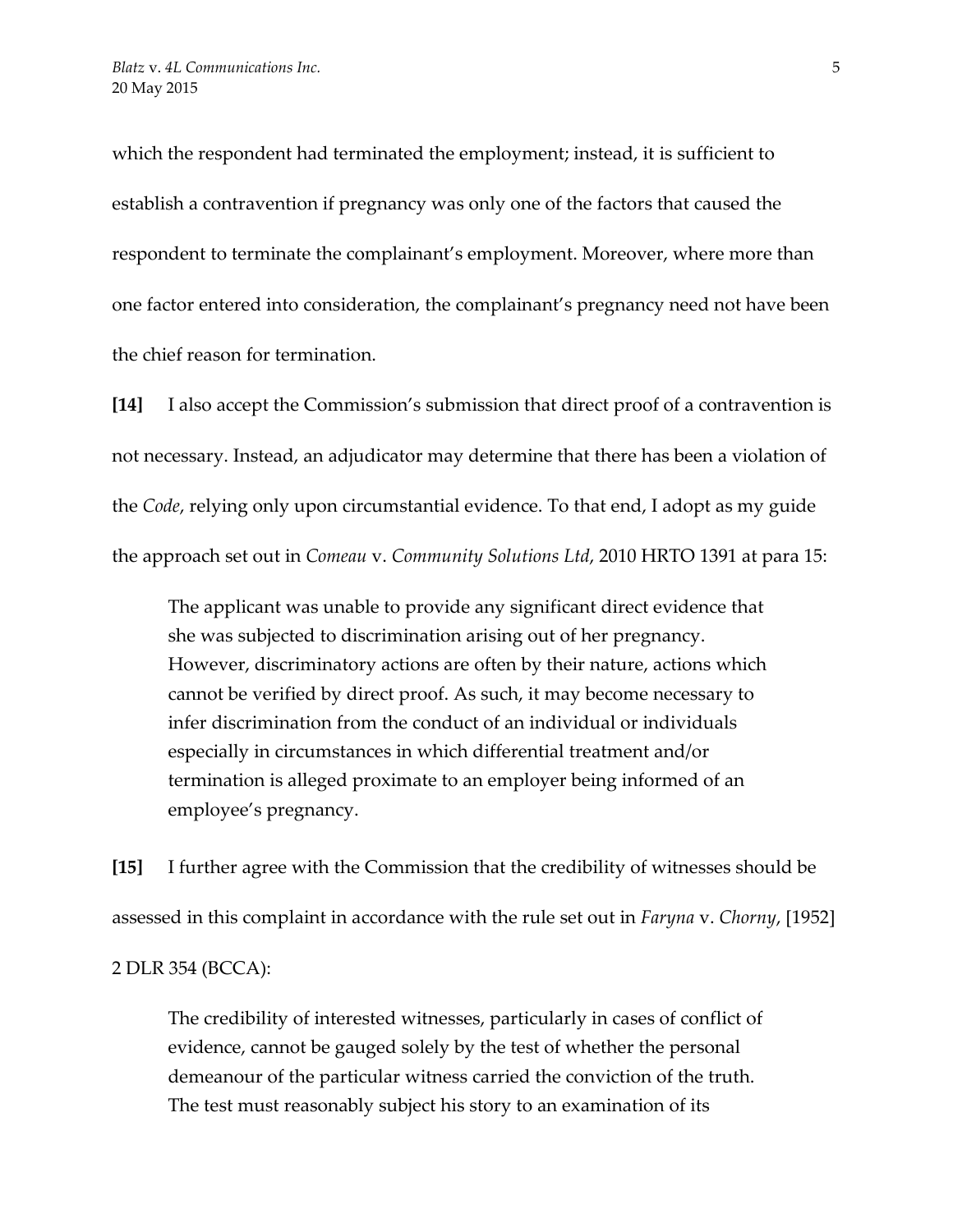which the respondent had terminated the employment; instead, it is sufficient to establish a contravention if pregnancy was only one of the factors that caused the respondent to terminate the complainant's employment. Moreover, where more than one factor entered into consideration, the complainant's pregnancy need not have been the chief reason for termination.

**[14]** I also accept the Commission's submission that direct proof of a contravention is not necessary. Instead, an adjudicator may determine that there has been a violation of the *Code*, relying only upon circumstantial evidence. To that end, I adopt as my guide the approach set out in *Comeau* v. *Community Solutions Ltd*, 2010 HRTO 1391 at para 15:

> The applicant was unable to provide any significant direct evidence that she was subjected to discrimination arising out of her pregnancy. However, discriminatory actions are often by their nature, actions which cannot be verified by direct proof. As such, it may become necessary to infer discrimination from the conduct of an individual or individuals especially in circumstances in which differential treatment and/or termination is alleged proximate to an employer being informed of an employee's pregnancy.

**[15]** I further agree with the Commission that the credibility of witnesses should be assessed in this complaint in accordance with the rule set out in *Faryna* v. *Chorny*, [1952] 2 DLR 354 (BCCA):

> The credibility of interested witnesses, particularly in cases of conflict of evidence, cannot be gauged solely by the test of whether the personal demeanour of the particular witness carried the conviction of the truth. The test must reasonably subject his story to an examination of its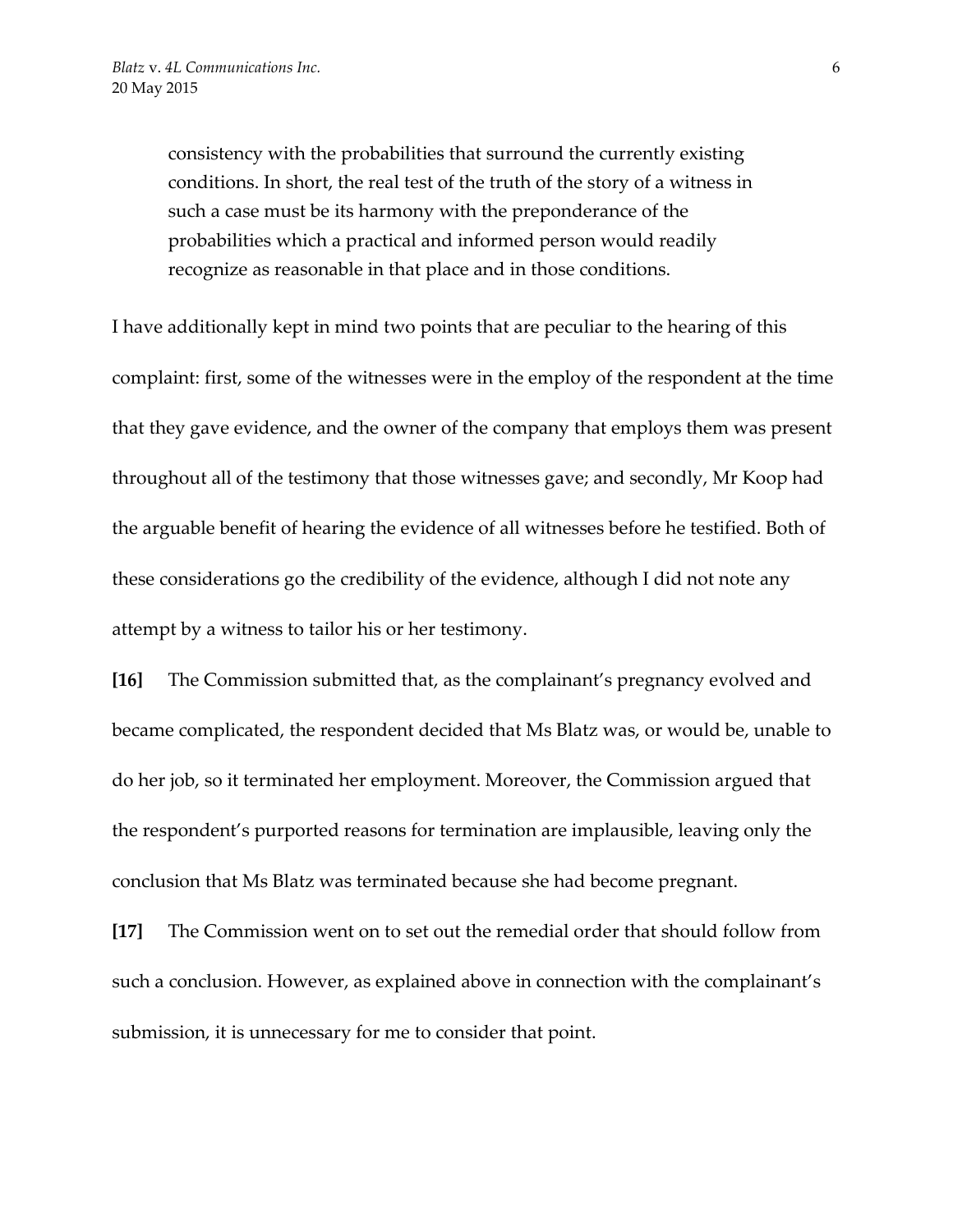> consistency with the probabilities that surround the currently existing conditions. In short, the real test of the truth of the story of a witness in such a case must be its harmony with the preponderance of the probabilities which a practical and informed person would readily recognize as reasonable in that place and in those conditions.

I have additionally kept in mind two points that are peculiar to the hearing of this complaint: first, some of the witnesses were in the employ of the respondent at the time that they gave evidence, and the owner of the company that employs them was present throughout all of the testimony that those witnesses gave; and secondly, Mr Koop had the arguable benefit of hearing the evidence of all witnesses before he testified. Both of these considerations go the credibility of the evidence, although I did not note any attempt by a witness to tailor his or her testimony.

**[16]** The Commission submitted that, as the complainant's pregnancy evolved and became complicated, the respondent decided that Ms Blatz was, or would be, unable to do her job, so it terminated her employment. Moreover, the Commission argued that the respondent's purported reasons for termination are implausible, leaving only the conclusion that Ms Blatz was terminated because she had become pregnant.

**[17]** The Commission went on to set out the remedial order that should follow from such a conclusion. However, as explained above in connection with the complainant's submission, it is unnecessary for me to consider that point.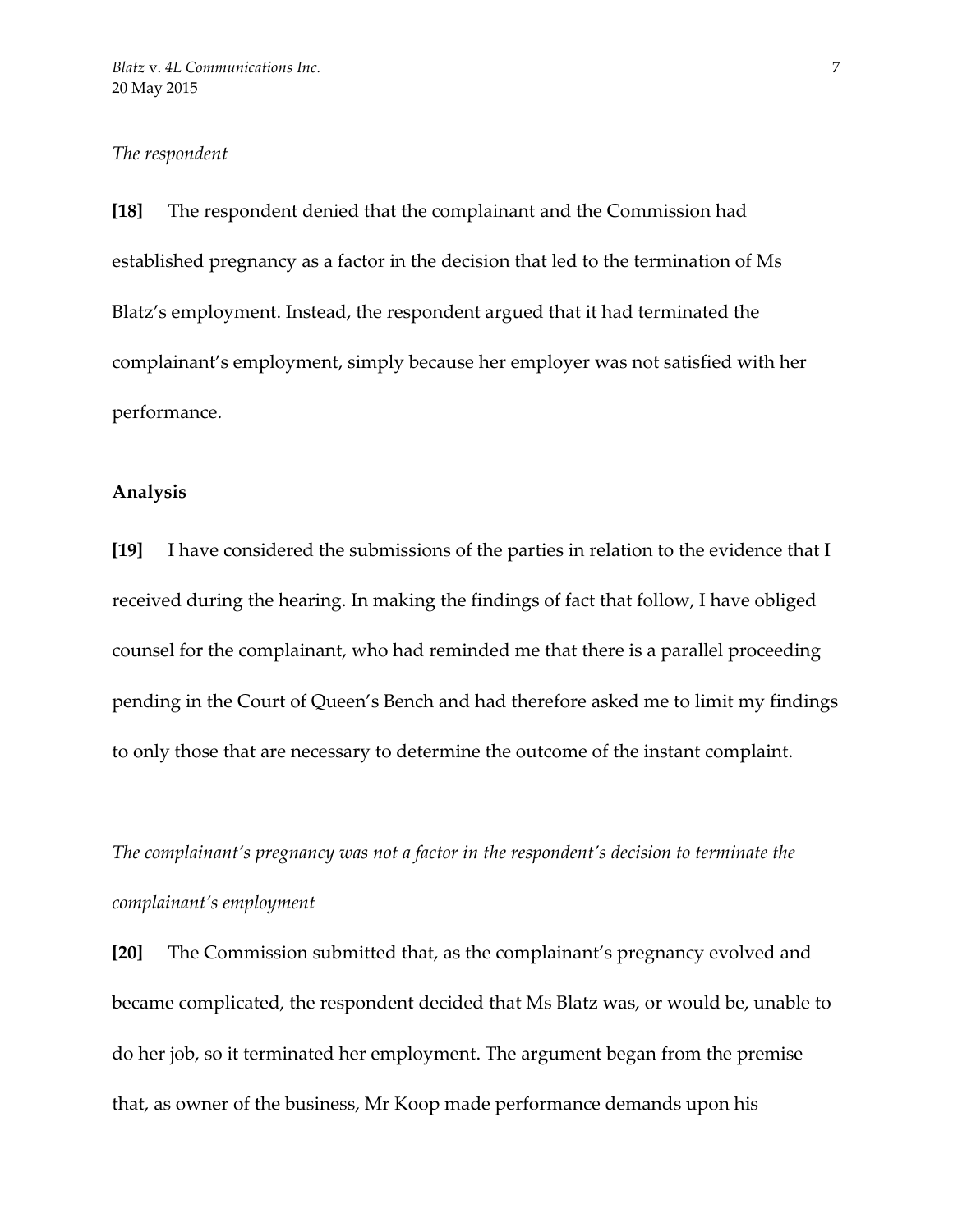*The respondent*

**[18]** The respondent denied that the complainant and the Commission had established pregnancy as a factor in the decision that led to the termination of Ms Blatz's employment. Instead, the respondent argued that it had terminated the complainant's employment, simply because her employer was not satisfied with her performance.

**Analysis**

**[19]** I have considered the submissions of the parties in relation to the evidence that I received during the hearing. In making the findings of fact that follow, I have obliged counsel for the complainant, who had reminded me that there is a parallel proceeding pending in the Court of Queen's Bench and had therefore asked me to limit my findings to only those that are necessary to determine the outcome of the instant complaint.

*The complainant's pregnancy was not a factor in the respondent's decision to terminate the complainant's employment*

**[20]** The Commission submitted that, as the complainant's pregnancy evolved and became complicated, the respondent decided that Ms Blatz was, or would be, unable to do her job, so it terminated her employment. The argument began from the premise that, as owner of the business, Mr Koop made performance demands upon his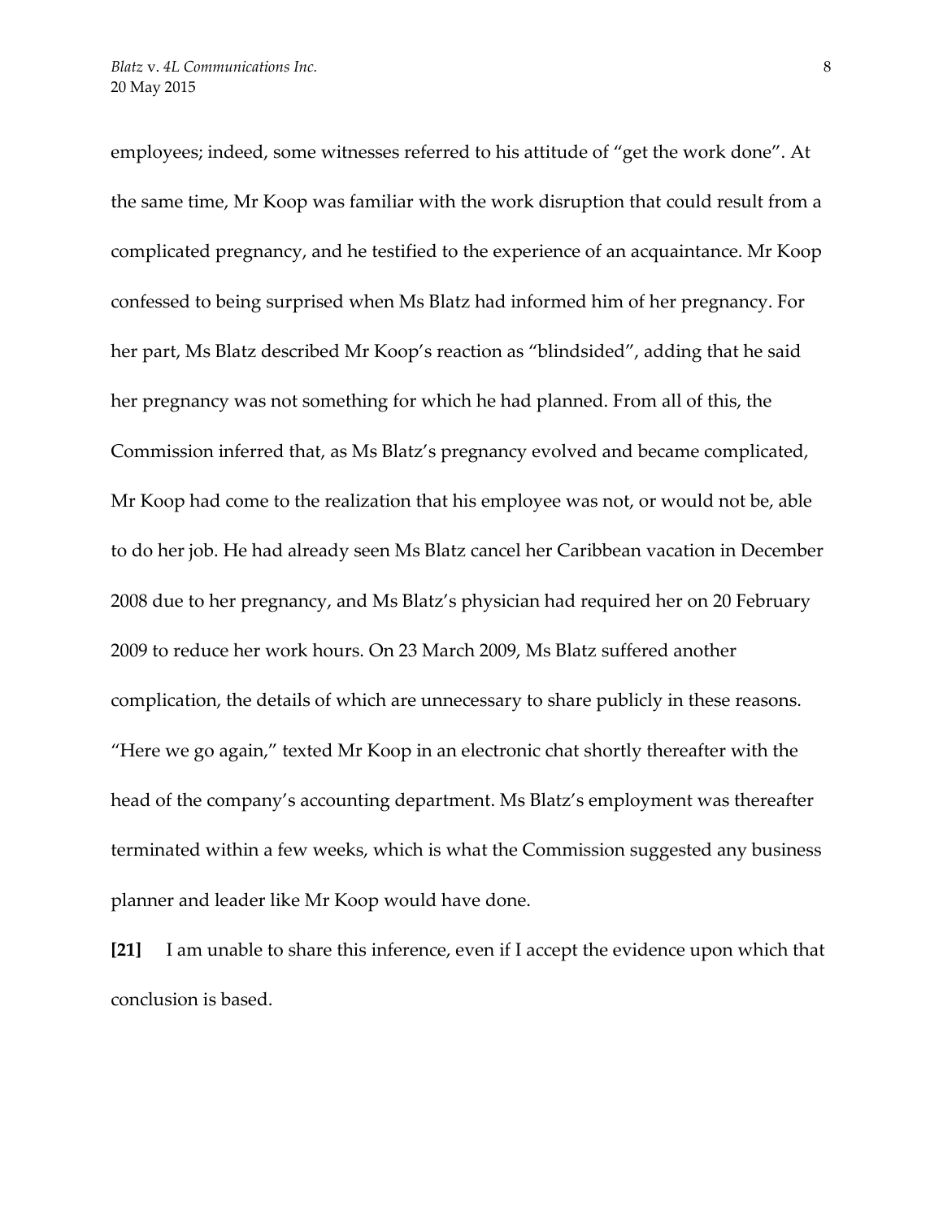employees; indeed, some witnesses referred to his attitude of "get the work done". At the same time, Mr Koop was familiar with the work disruption that could result from a complicated pregnancy, and he testified to the experience of an acquaintance. Mr Koop confessed to being surprised when Ms Blatz had informed him of her pregnancy. For her part, Ms Blatz described Mr Koop's reaction as "blindsided", adding that he said her pregnancy was not something for which he had planned. From all of this, the Commission inferred that, as Ms Blatz's pregnancy evolved and became complicated, Mr Koop had come to the realization that his employee was not, or would not be, able to do her job. He had already seen Ms Blatz cancel her Caribbean vacation in December 2008 due to her pregnancy, and Ms Blatz's physician had required her on 20 February 2009 to reduce her work hours. On 23 March 2009, Ms Blatz suffered another complication, the details of which are unnecessary to share publicly in these reasons. "Here we go again," texted Mr Koop in an electronic chat shortly thereafter with the head of the company's accounting department. Ms Blatz's employment was thereafter terminated within a few weeks, which is what the Commission suggested any business planner and leader like Mr Koop would have done.

**[21]** I am unable to share this inference, even if I accept the evidence upon which that conclusion is based.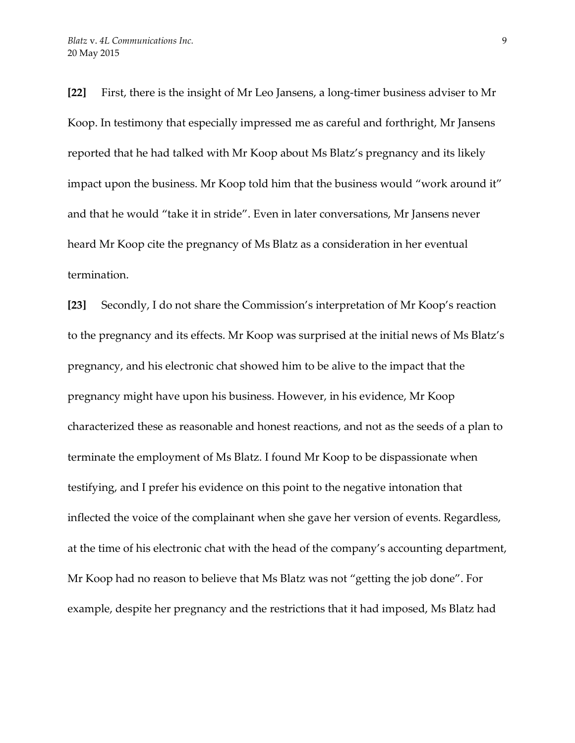**[22]** First, there is the insight of Mr Leo Jansens, a long-timer business adviser to Mr Koop. In testimony that especially impressed me as careful and forthright, Mr Jansens reported that he had talked with Mr Koop about Ms Blatz's pregnancy and its likely impact upon the business. Mr Koop told him that the business would "work around it" and that he would "take it in stride". Even in later conversations, Mr Jansens never heard Mr Koop cite the pregnancy of Ms Blatz as a consideration in her eventual termination.

**[23]** Secondly, I do not share the Commission's interpretation of Mr Koop's reaction to the pregnancy and its effects. Mr Koop was surprised at the initial news of Ms Blatz's pregnancy, and his electronic chat showed him to be alive to the impact that the pregnancy might have upon his business. However, in his evidence, Mr Koop characterized these as reasonable and honest reactions, and not as the seeds of a plan to terminate the employment of Ms Blatz. I found Mr Koop to be dispassionate when testifying, and I prefer his evidence on this point to the negative intonation that inflected the voice of the complainant when she gave her version of events. Regardless, at the time of his electronic chat with the head of the company's accounting department, Mr Koop had no reason to believe that Ms Blatz was not "getting the job done". For example, despite her pregnancy and the restrictions that it had imposed, Ms Blatz had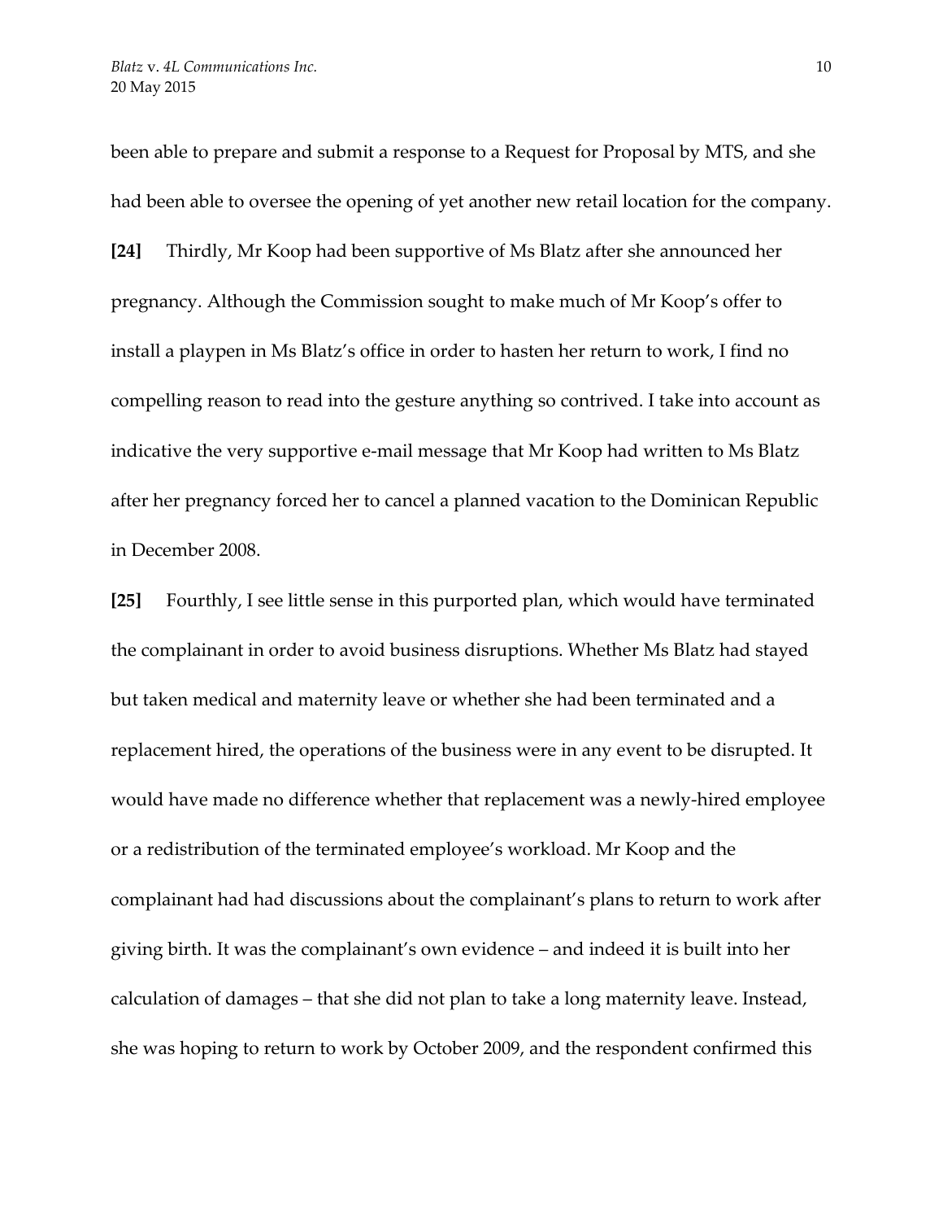been able to prepare and submit a response to a Request for Proposal by MTS, and she had been able to oversee the opening of yet another new retail location for the company.

**[24]** Thirdly, Mr Koop had been supportive of Ms Blatz after she announced her pregnancy. Although the Commission sought to make much of Mr Koop's offer to install a playpen in Ms Blatz's office in order to hasten her return to work, I find no compelling reason to read into the gesture anything so contrived. I take into account as indicative the very supportive e-mail message that Mr Koop had written to Ms Blatz after her pregnancy forced her to cancel a planned vacation to the Dominican Republic in December 2008.

**[25]** Fourthly, I see little sense in this purported plan, which would have terminated the complainant in order to avoid business disruptions. Whether Ms Blatz had stayed but taken medical and maternity leave or whether she had been terminated and a replacement hired, the operations of the business were in any event to be disrupted. It would have made no difference whether that replacement was a newly-hired employee or a redistribution of the terminated employee's workload. Mr Koop and the complainant had had discussions about the complainant's plans to return to work after giving birth. It was the complainant's own evidence – and indeed it is built into her calculation of damages – that she did not plan to take a long maternity leave. Instead, she was hoping to return to work by October 2009, and the respondent confirmed this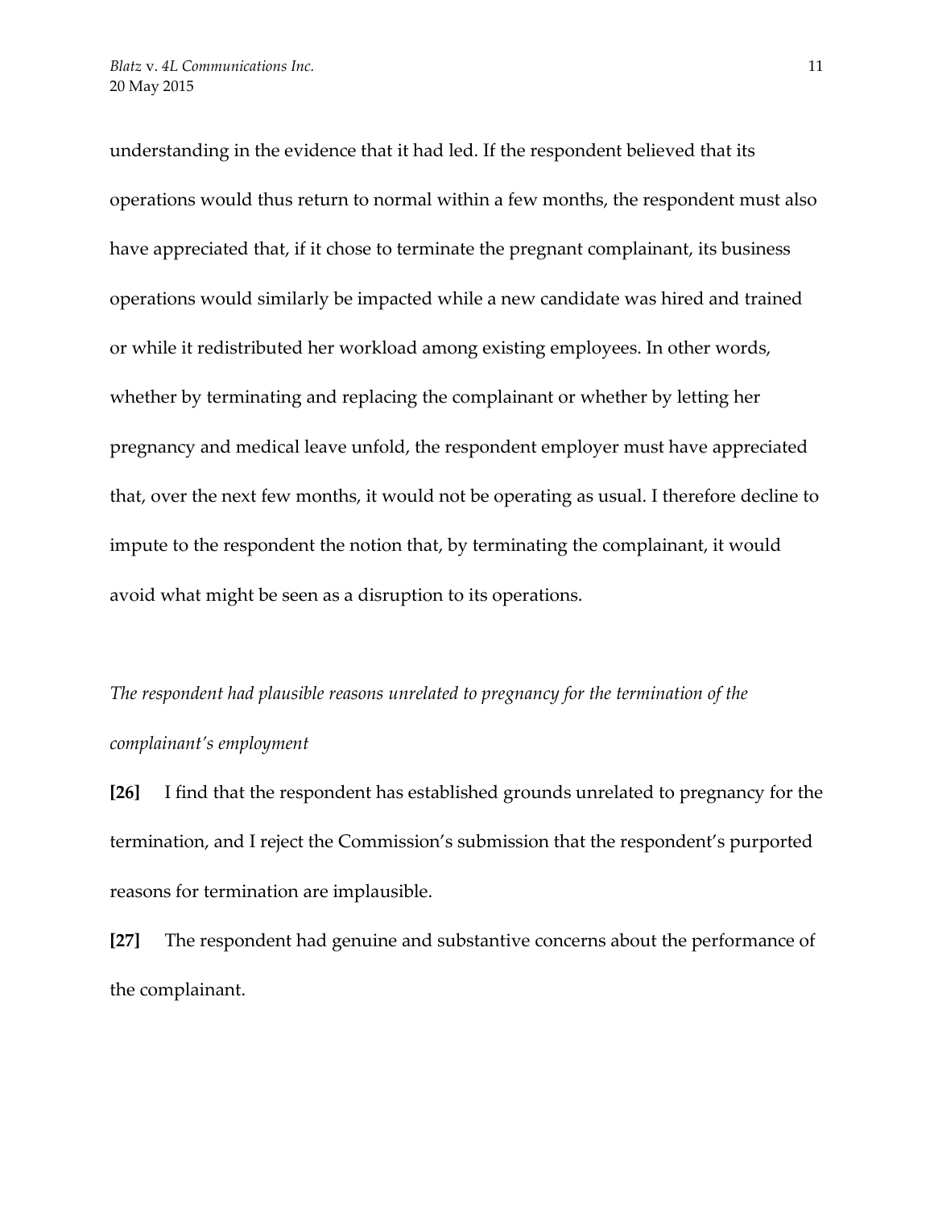understanding in the evidence that it had led. If the respondent believed that its operations would thus return to normal within a few months, the respondent must also have appreciated that, if it chose to terminate the pregnant complainant, its business operations would similarly be impacted while a new candidate was hired and trained or while it redistributed her workload among existing employees. In other words, whether by terminating and replacing the complainant or whether by letting her pregnancy and medical leave unfold, the respondent employer must have appreciated that, over the next few months, it would not be operating as usual. I therefore decline to impute to the respondent the notion that, by terminating the complainant, it would avoid what might be seen as a disruption to its operations.

*The respondent had plausible reasons unrelated to pregnancy for the termination of the complainant's employment*

**[26]** I find that the respondent has established grounds unrelated to pregnancy for the termination, and I reject the Commission's submission that the respondent's purported reasons for termination are implausible.

**[27]** The respondent had genuine and substantive concerns about the performance of the complainant.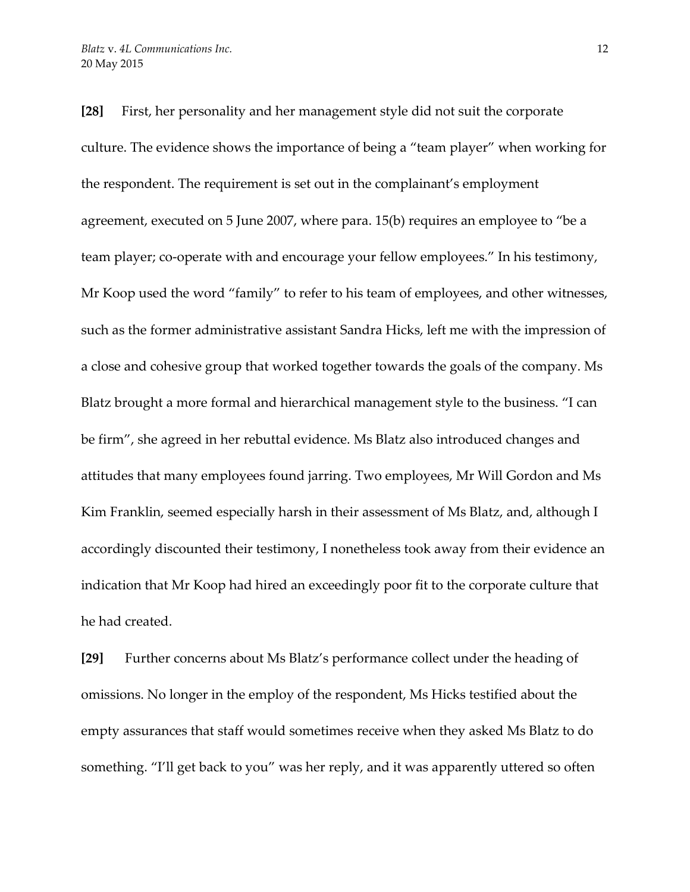**[28]** First, her personality and her management style did not suit the corporate culture. The evidence shows the importance of being a "team player" when working for the respondent. The requirement is set out in the complainant's employment agreement, executed on 5 June 2007, where para. 15(b) requires an employee to "be a team player; co-operate with and encourage your fellow employees." In his testimony, Mr Koop used the word "family" to refer to his team of employees, and other witnesses, such as the former administrative assistant Sandra Hicks, left me with the impression of a close and cohesive group that worked together towards the goals of the company. Ms Blatz brought a more formal and hierarchical management style to the business. "I can be firm", she agreed in her rebuttal evidence. Ms Blatz also introduced changes and attitudes that many employees found jarring. Two employees, Mr Will Gordon and Ms Kim Franklin, seemed especially harsh in their assessment of Ms Blatz, and, although I accordingly discounted their testimony, I nonetheless took away from their evidence an indication that Mr Koop had hired an exceedingly poor fit to the corporate culture that he had created.

**[29]** Further concerns about Ms Blatz's performance collect under the heading of omissions. No longer in the employ of the respondent, Ms Hicks testified about the empty assurances that staff would sometimes receive when they asked Ms Blatz to do something. "I'll get back to you" was her reply, and it was apparently uttered so often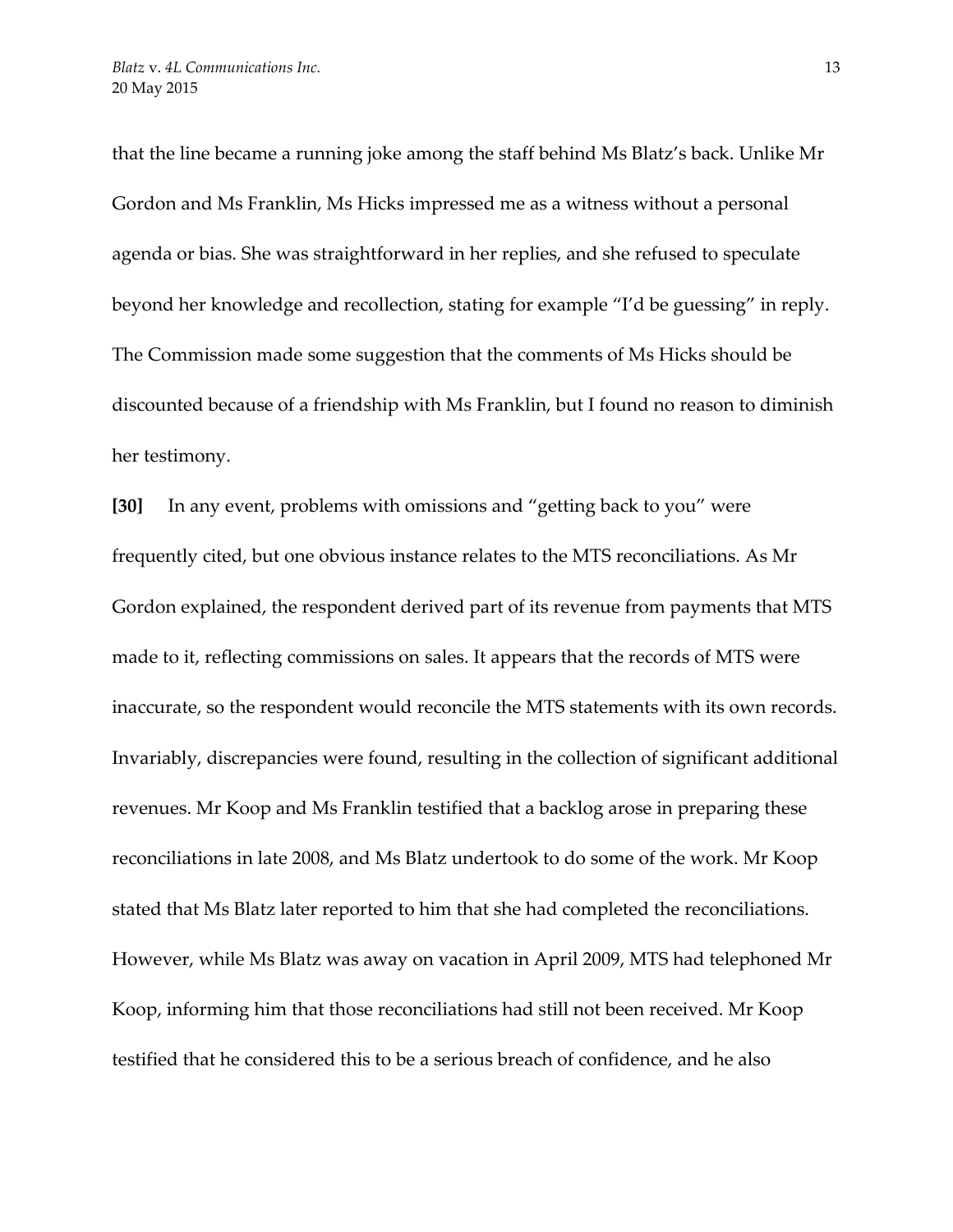that the line became a running joke among the staff behind Ms Blatz's back. Unlike Mr Gordon and Ms Franklin, Ms Hicks impressed me as a witness without a personal agenda or bias. She was straightforward in her replies, and she refused to speculate beyond her knowledge and recollection, stating for example "I'd be guessing" in reply. The Commission made some suggestion that the comments of Ms Hicks should be discounted because of a friendship with Ms Franklin, but I found no reason to diminish her testimony.

**[30]** In any event, problems with omissions and "getting back to you" were frequently cited, but one obvious instance relates to the MTS reconciliations. As Mr Gordon explained, the respondent derived part of its revenue from payments that MTS made to it, reflecting commissions on sales. It appears that the records of MTS were inaccurate, so the respondent would reconcile the MTS statements with its own records. Invariably, discrepancies were found, resulting in the collection of significant additional revenues. Mr Koop and Ms Franklin testified that a backlog arose in preparing these reconciliations in late 2008, and Ms Blatz undertook to do some of the work. Mr Koop stated that Ms Blatz later reported to him that she had completed the reconciliations. However, while Ms Blatz was away on vacation in April 2009, MTS had telephoned Mr Koop, informing him that those reconciliations had still not been received. Mr Koop testified that he considered this to be a serious breach of confidence, and he also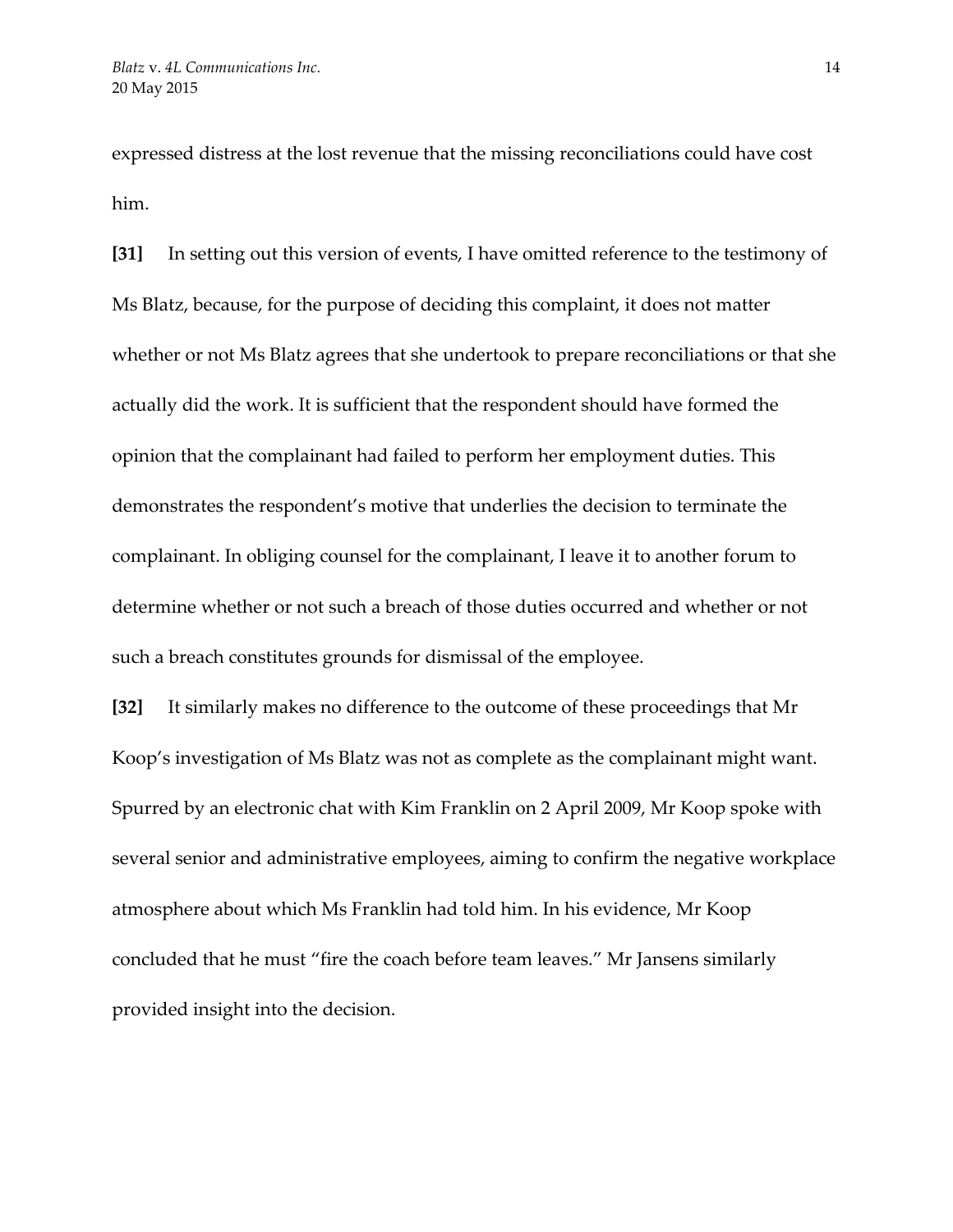expressed distress at the lost revenue that the missing reconciliations could have cost him.

**[31]** In setting out this version of events, I have omitted reference to the testimony of Ms Blatz, because, for the purpose of deciding this complaint, it does not matter whether or not Ms Blatz agrees that she undertook to prepare reconciliations or that she actually did the work. It is sufficient that the respondent should have formed the opinion that the complainant had failed to perform her employment duties. This demonstrates the respondent's motive that underlies the decision to terminate the complainant. In obliging counsel for the complainant, I leave it to another forum to determine whether or not such a breach of those duties occurred and whether or not such a breach constitutes grounds for dismissal of the employee.

**[32]** It similarly makes no difference to the outcome of these proceedings that Mr Koop's investigation of Ms Blatz was not as complete as the complainant might want. Spurred by an electronic chat with Kim Franklin on 2 April 2009, Mr Koop spoke with several senior and administrative employees, aiming to confirm the negative workplace atmosphere about which Ms Franklin had told him. In his evidence, Mr Koop concluded that he must "fire the coach before team leaves." Mr Jansens similarly provided insight into the decision.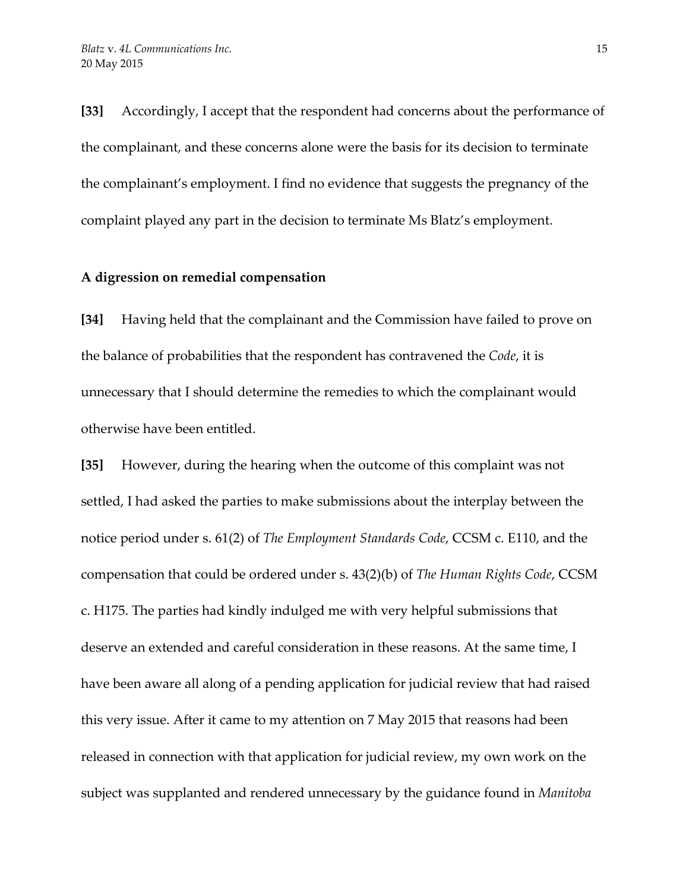**[33]** Accordingly, I accept that the respondent had concerns about the performance of the complainant, and these concerns alone were the basis for its decision to terminate the complainant's employment. I find no evidence that suggests the pregnancy of the complaint played any part in the decision to terminate Ms Blatz's employment.

**A digression on remedial compensation**

**[34]** Having held that the complainant and the Commission have failed to prove on the balance of probabilities that the respondent has contravened the *Code*, it is unnecessary that I should determine the remedies to which the complainant would otherwise have been entitled.

**[35]** However, during the hearing when the outcome of this complaint was not settled, I had asked the parties to make submissions about the interplay between the notice period under s. 61(2) of *The Employment Standards Code*, CCSM c. E110, and the compensation that could be ordered under s. 43(2)(b) of *The Human Rights Code*, CCSM c. H175. The parties had kindly indulged me with very helpful submissions that deserve an extended and careful consideration in these reasons. At the same time, I have been aware all along of a pending application for judicial review that had raised this very issue. After it came to my attention on 7 May 2015 that reasons had been released in connection with that application for judicial review, my own work on the subject was supplanted and rendered unnecessary by the guidance found in *Manitoba*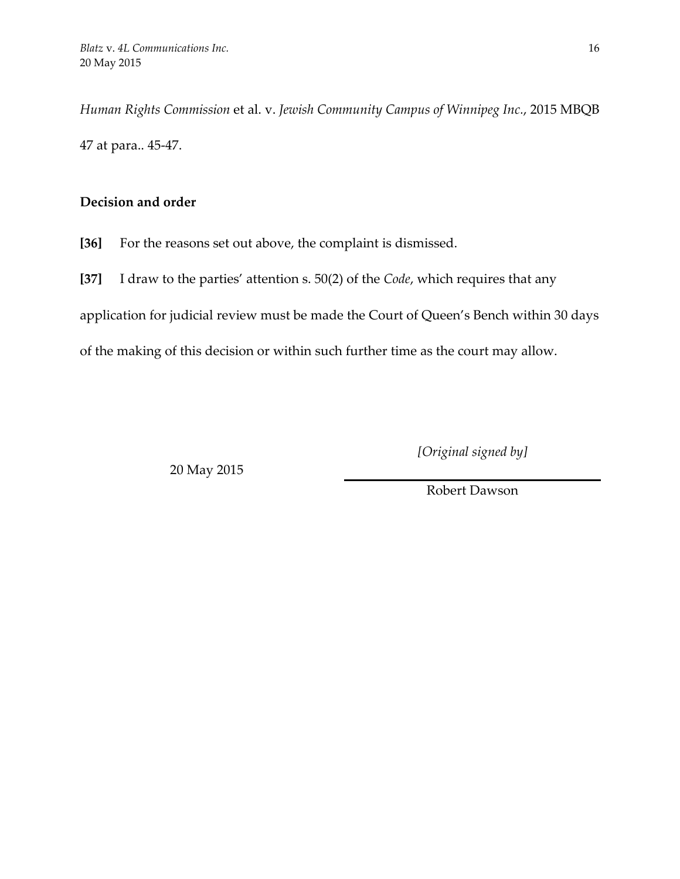*Human Rights Commission* et al. v. *Jewish Community Campus of Winnipeg Inc.*, 2015 MBQB 47 at para.. 45-47.

**Decision and order**

**[36]** For the reasons set out above, the complaint is dismissed.

**[37]** I draw to the parties' attention s. 50(2) of the *Code*, which requires that any application for judicial review must be made the Court of Queen's Bench within 30 days of the making of this decision or within such further time as the court may allow.

20 May 2015

*[Original signed by]*

Robert Dawson